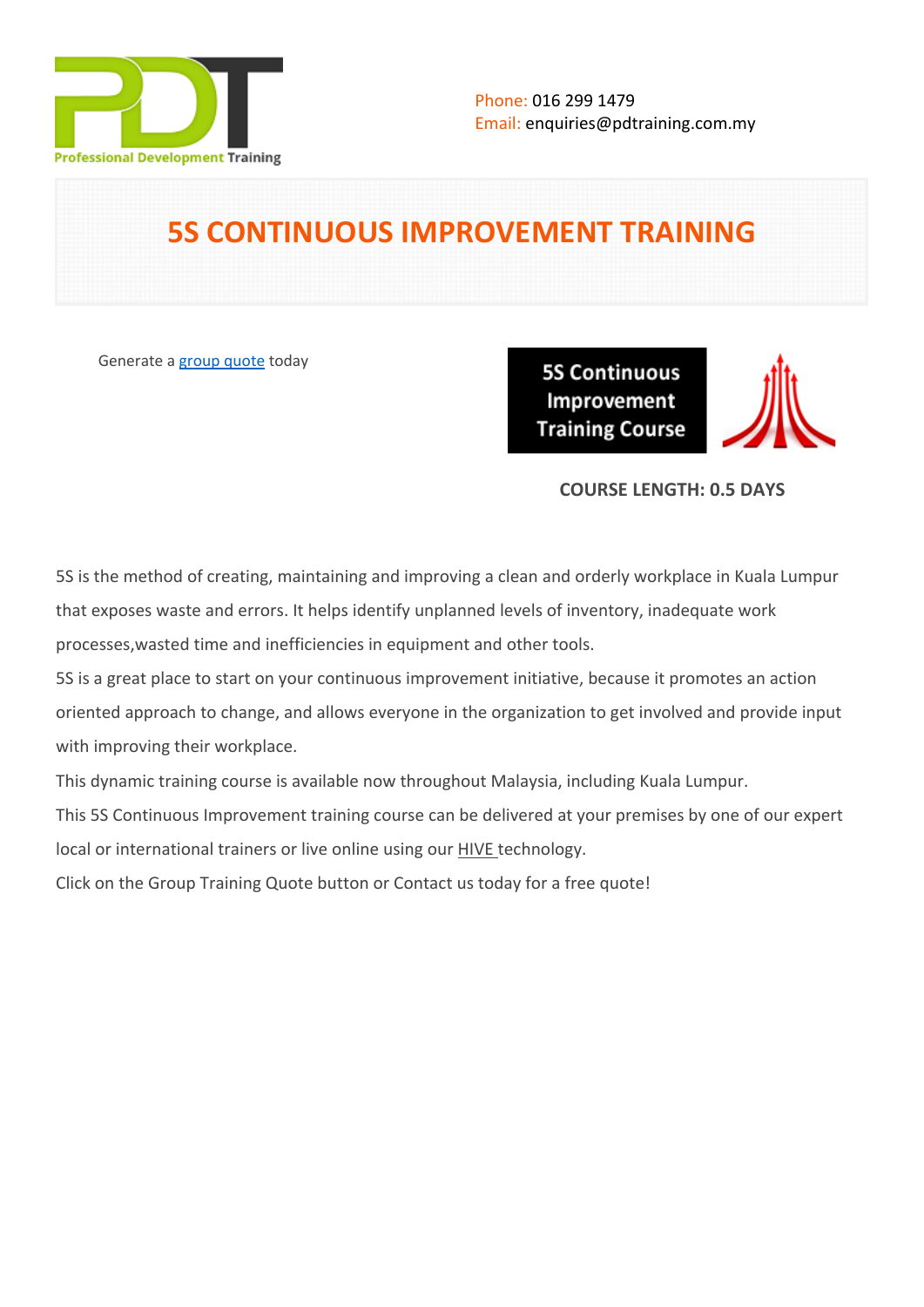Phone: 016 299 1479
Email: enquiries@pdtraining.com.my

# 5S CONTINUOUS IMPROVEMENT TRAINING

Generate a group quote today

5S Continuous Improvement Training Course

**COURSE LENGTH: 0.5 DAYS**

5S is the method of creating, maintaining and improving a clean and orderly workplace in Kuala Lumpur that exposes waste and errors. It helps identify unplanned levels of inventory, inadequate work processes,wasted time and inefficiencies in equipment and other tools.

5S is a great place to start on your continuous improvement initiative, because it promotes an action oriented approach to change, and allows everyone in the organization to get involved and provide input with improving their workplace.

This dynamic training course is available now throughout Malaysia, including Kuala Lumpur.

This 5S Continuous Improvement training course can be delivered at your premises by one of our expert local or international trainers or live online using our HIVE technology.

Click on the Group Training Quote button or Contact us today for a free quote!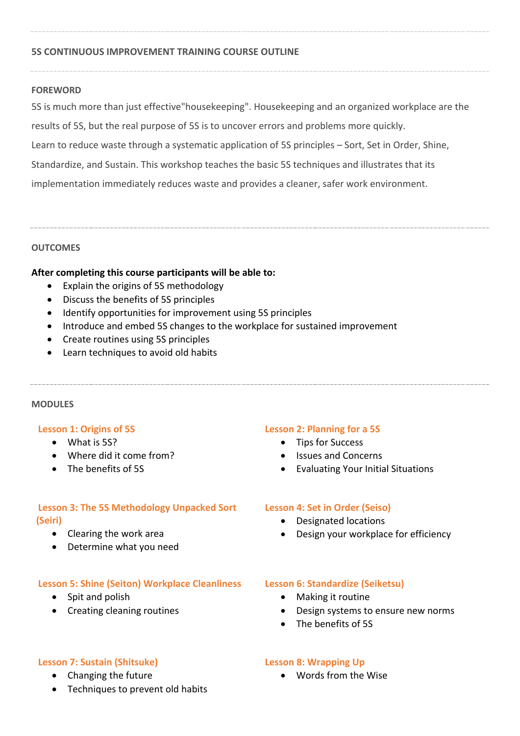## 5S CONTINUOUS IMPROVEMENT TRAINING COURSE OUTLINE

### FOREWORD

5S is much more than just effective"housekeeping". Housekeeping and an organized workplace are the results of 5S, but the real purpose of 5S is to uncover errors and problems more quickly.

Learn to reduce waste through a systematic application of 5S principles – Sort, Set in Order, Shine, Standardize, and Sustain. This workshop teaches the basic 5S techniques and illustrates that its implementation immediately reduces waste and provides a cleaner, safer work environment.

### OUTCOMES

**After completing this course participants will be able to:**

- Explain the origins of 5S methodology
- Discuss the benefits of 5S principles
- Identify opportunities for improvement using 5S principles
- Introduce and embed 5S changes to the workplace for sustained improvement
- Create routines using 5S principles
- Learn techniques to avoid old habits

### MODULES

#### Lesson 1: Origins of 5S

- What is 5S?
- Where did it come from?
- The benefits of 5S

#### Lesson 2: Planning for a 5S

- Tips for Success
- Issues and Concerns
- Evaluating Your Initial Situations

#### Lesson 3: The 5S Methodology Unpacked Sort (Seiri)

- Clearing the work area
- Determine what you need

#### Lesson 4: Set in Order (Seiso)

- Designated locations
- Design your workplace for efficiency

#### Lesson 5: Shine (Seiton) Workplace Cleanliness

- Spit and polish
- Creating cleaning routines

#### Lesson 6: Standardize (Seiketsu)

- Making it routine
- Design systems to ensure new norms
- The benefits of 5S

#### Lesson 7: Sustain (Shitsuke)

- Changing the future
- Techniques to prevent old habits

#### Lesson 8: Wrapping Up

- Words from the Wise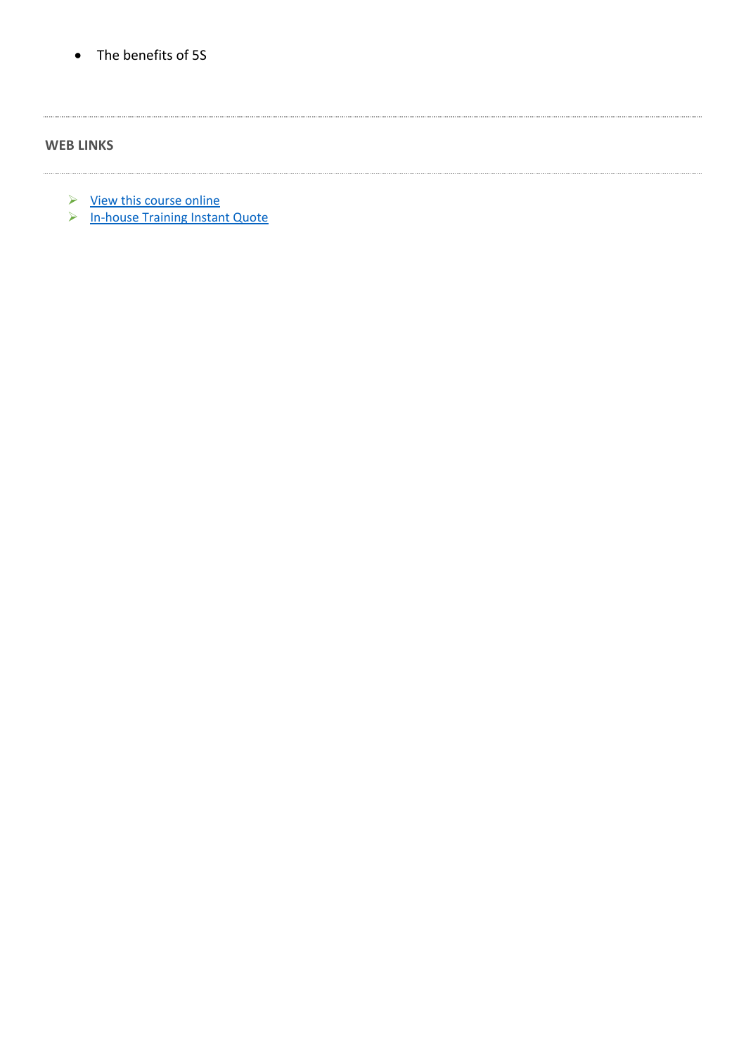- The benefits of 5S

## WEB LINKS

- View this course online
- In-house Training Instant Quote